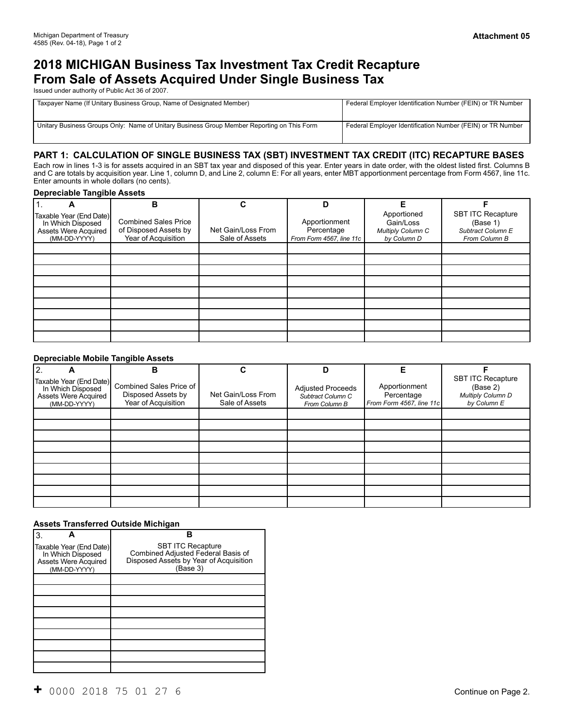Michigan Department of Treasury
4585 (Rev. 04-18), Page 1 of 2

**Attachment 05**

# 2018 MICHIGAN Business Tax Investment Tax Credit Recapture From Sale of Assets Acquired Under Single Business Tax

Issued under authority of Public Act 36 of 2007.

| Taxpayer Name (If Unitary Business Group, Name of Designated Member) | Federal Employer Identification Number (FEIN) or TR Number |
|---|---|
| | |
| **Unitary Business Groups Only: Name of Unitary Business Group Member Reporting on This Form** | **Federal Employer Identification Number (FEIN) or TR Number** |
| | |

## PART 1: CALCULATION OF SINGLE BUSINESS TAX (SBT) INVESTMENT TAX CREDIT (ITC) RECAPTURE BASES

Each row in lines 1-3 is for assets acquired in an SBT tax year and disposed of this year. Enter years in date order, with the oldest listed first. Columns B and C are totals by acquisition year. Line 1, column D, and Line 2, column E: For all years, enter MBT apportionment percentage from Form 4567, line 11c. Enter amounts in whole dollars (no cents).

### Depreciable Tangible Assets

| 1. A<br>Taxable Year (End Date) In Which Disposed Assets Were Acquired (MM-DD-YYYY) | B<br>Combined Sales Price of Disposed Assets by Year of Acquisition | C<br>Net Gain/Loss From Sale of Assets | D<br>Apportionment Percentage<br>*From Form 4567, line 11c* | E<br>Apportioned Gain/Loss<br>*Multiply Column C by Column D* | F<br>SBT ITC Recapture (Base 1)<br>*Subtract Column E From Column B* |
|---|---|---|---|---|---|
| | | | | | |
| | | | | | |
| | | | | | |
| | | | | | |
| | | | | | |
| | | | | | |
| | | | | | |
| | | | | | |
| | | | | | |

### Depreciable Mobile Tangible Assets

| 2. A<br>Taxable Year (End Date) In Which Disposed Assets Were Acquired (MM-DD-YYYY) | B<br>Combined Sales Price of Disposed Assets by Year of Acquisition | C<br>Net Gain/Loss From Sale of Assets | D<br>Adjusted Proceeds<br>*Subtract Column C From Column B* | E<br>Apportionment Percentage<br>*From Form 4567, line 11c* | F<br>SBT ITC Recapture (Base 2)<br>*Multiply Column D by Column E* |
|---|---|---|---|---|---|
| | | | | | |
| | | | | | |
| | | | | | |
| | | | | | |
| | | | | | |
| | | | | | |
| | | | | | |
| | | | | | |
| | | | | | |

### Assets Transferred Outside Michigan

| 3. A<br>Taxable Year (End Date) In Which Disposed Assets Were Acquired (MM-DD-YYYY) | B<br>SBT ITC Recapture Combined Adjusted Federal Basis of Disposed Assets by Year of Acquisition (Base 3) |
|---|---|
| | |
| | |
| | |
| | |
| | |
| | |
| | |
| | |
| | |

+ 0000 2018 75 01 27 6

Continue on Page 2.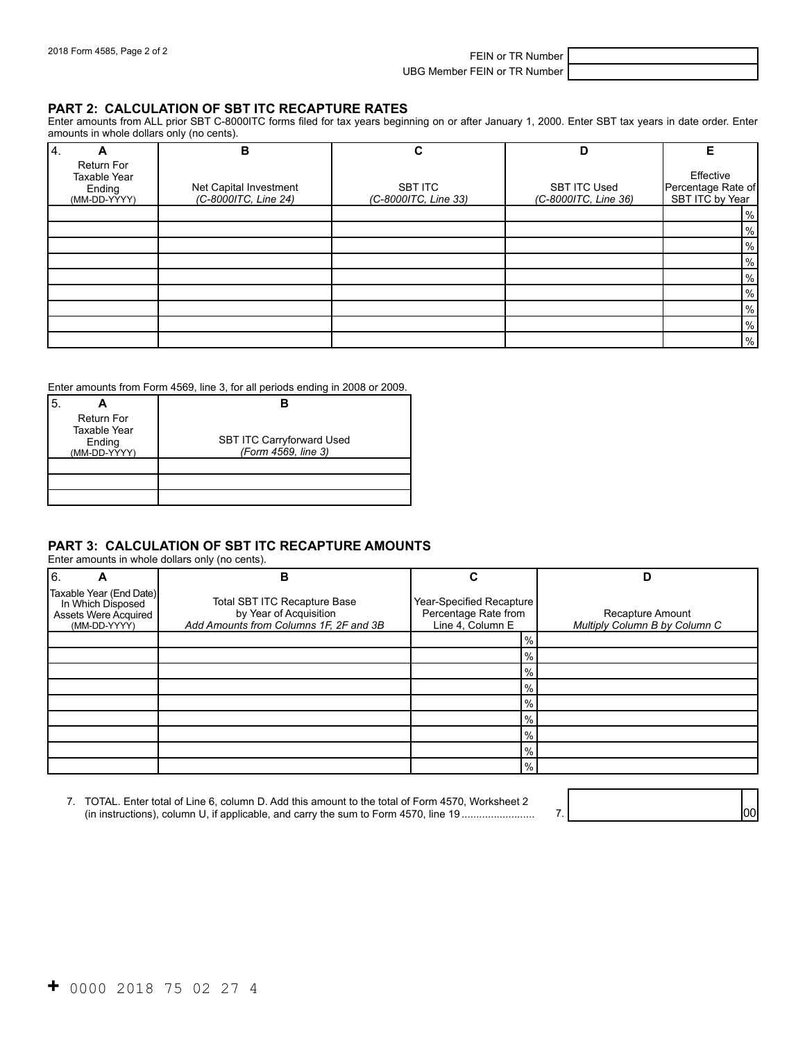FEIN or TR Number

UBG Member FEIN or TR Number

## PART 2: CALCULATION OF SBT ITC RECAPTURE RATES

Enter amounts from ALL prior SBT C-8000ITC forms filed for tax years beginning on or after January 1, 2000. Enter SBT tax years in date order. Enter amounts in whole dollars only (no cents).

| 4. A<br>Return For Taxable Year Ending (MM-DD-YYYY) | B<br>Net Capital Investment *(C-8000ITC, Line 24)* | C<br>SBT ITC *(C-8000ITC, Line 33)* | D<br>SBT ITC Used *(C-8000ITC, Line 36)* | E<br>Effective Percentage Rate of SBT ITC by Year |
|---|---|---|---|---|
| | | | | % |
| | | | | % |
| | | | | % |
| | | | | % |
| | | | | % |
| | | | | % |
| | | | | % |
| | | | | % |
| | | | | % |

Enter amounts from Form 4569, line 3, for all periods ending in 2008 or 2009.

| 5. A<br>Return For Taxable Year Ending (MM-DD-YYYY) | B<br>SBT ITC Carryforward Used *(Form 4569, line 3)* |
|---|---|
| | |
| | |
| | |

## PART 3: CALCULATION OF SBT ITC RECAPTURE AMOUNTS

Enter amounts in whole dollars only (no cents).

| 6. A<br>Taxable Year (End Date) In Which Disposed Assets Were Acquired (MM-DD-YYYY) | B<br>Total SBT ITC Recapture Base by Year of Acquisition *Add Amounts from Columns 1F, 2F and 3B* | C<br>Year-Specified Recapture Percentage Rate from Line 4, Column E | D<br>Recapture Amount *Multiply Column B by Column C* |
|---|---|---|---|
| | | % | |
| | | % | |
| | | % | |
| | | % | |
| | | % | |
| | | % | |
| | | % | |
| | | % | |
| | | % | |

7. TOTAL. Enter total of Line 6, column D. Add this amount to the total of Form 4570, Worksheet 2 (in instructions), column U, if applicable, and carry the sum to Form 4570, line 19 ......................... 7. ______ 00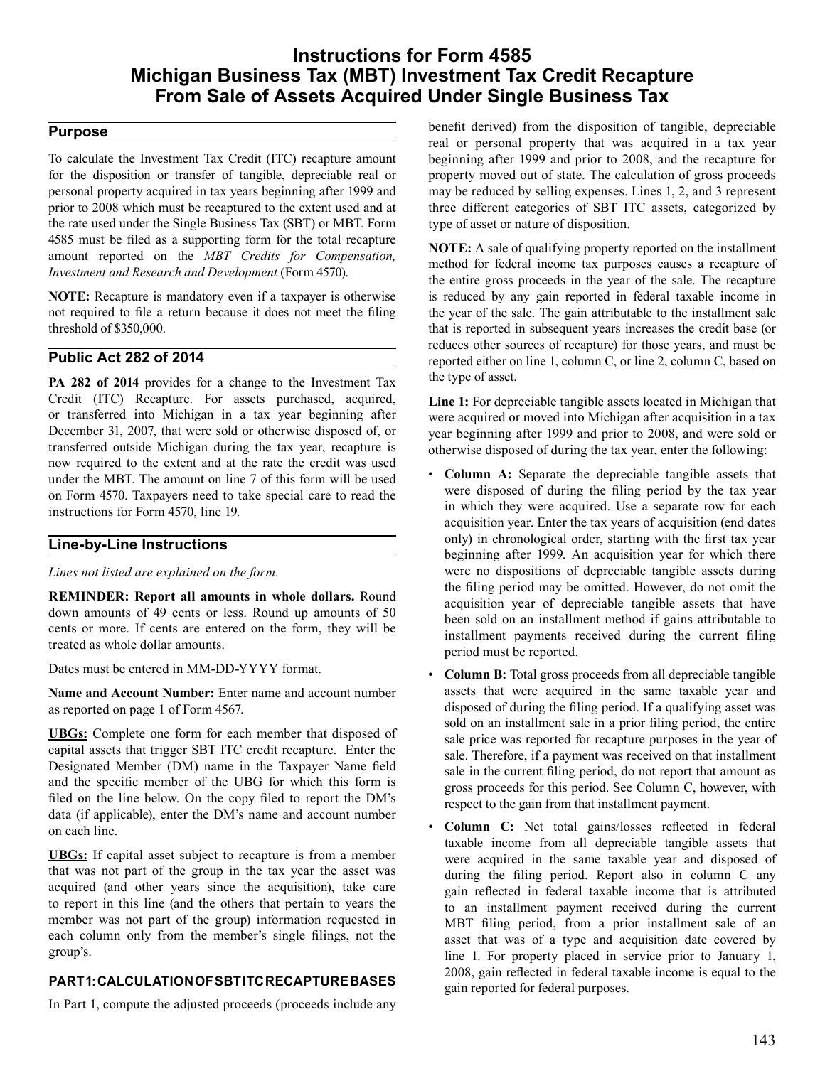# Instructions for Form 4585 Michigan Business Tax (MBT) Investment Tax Credit Recapture From Sale of Assets Acquired Under Single Business Tax

## Purpose

To calculate the Investment Tax Credit (ITC) recapture amount for the disposition or transfer of tangible, depreciable real or personal property acquired in tax years beginning after 1999 and prior to 2008 which must be recaptured to the extent used and at the rate used under the Single Business Tax (SBT) or MBT. Form 4585 must be filed as a supporting form for the total recapture amount reported on the *MBT Credits for Compensation, Investment and Research and Development* (Form 4570).

**NOTE:** Recapture is mandatory even if a taxpayer is otherwise not required to file a return because it does not meet the filing threshold of $350,000.

## Public Act 282 of 2014

**PA 282 of 2014** provides for a change to the Investment Tax Credit (ITC) Recapture. For assets purchased, acquired, or transferred into Michigan in a tax year beginning after December 31, 2007, that were sold or otherwise disposed of, or transferred outside Michigan during the tax year, recapture is now required to the extent and at the rate the credit was used under the MBT. The amount on line 7 of this form will be used on Form 4570. Taxpayers need to take special care to read the instructions for Form 4570, line 19.

## Line-by-Line Instructions

*Lines not listed are explained on the form.*

**REMINDER: Report all amounts in whole dollars.** Round down amounts of 49 cents or less. Round up amounts of 50 cents or more. If cents are entered on the form, they will be treated as whole dollar amounts.

Dates must be entered in MM-DD-YYYY format.

**Name and Account Number:** Enter name and account number as reported on page 1 of Form 4567.

**UBGs:** Complete one form for each member that disposed of capital assets that trigger SBT ITC credit recapture. Enter the Designated Member (DM) name in the Taxpayer Name field and the specific member of the UBG for which this form is filed on the line below. On the copy filed to report the DM's data (if applicable), enter the DM's name and account number on each line.

**UBGs:** If capital asset subject to recapture is from a member that was not part of the group in the tax year the asset was acquired (and other years since the acquisition), take care to report in this line (and the others that pertain to years the member was not part of the group) information requested in each column only from the member's single filings, not the group's.

### PART 1: CALCULATION OF SBT ITC RECAPTURE BASES

In Part 1, compute the adjusted proceeds (proceeds include any benefit derived) from the disposition of tangible, depreciable real or personal property that was acquired in a tax year beginning after 1999 and prior to 2008, and the recapture for property moved out of state. The calculation of gross proceeds may be reduced by selling expenses. Lines 1, 2, and 3 represent three different categories of SBT ITC assets, categorized by type of asset or nature of disposition.

**NOTE:** A sale of qualifying property reported on the installment method for federal income tax purposes causes a recapture of the entire gross proceeds in the year of the sale. The recapture is reduced by any gain reported in federal taxable income in the year of the sale. The gain attributable to the installment sale that is reported in subsequent years increases the credit base (or reduces other sources of recapture) for those years, and must be reported either on line 1, column C, or line 2, column C, based on the type of asset.

**Line 1:** For depreciable tangible assets located in Michigan that were acquired or moved into Michigan after acquisition in a tax year beginning after 1999 and prior to 2008, and were sold or otherwise disposed of during the tax year, enter the following:

- **Column A:** Separate the depreciable tangible assets that were disposed of during the filing period by the tax year in which they were acquired. Use a separate row for each acquisition year. Enter the tax years of acquisition (end dates only) in chronological order, starting with the first tax year beginning after 1999. An acquisition year for which there were no dispositions of depreciable tangible assets during the filing period may be omitted. However, do not omit the acquisition year of depreciable tangible assets that have been sold on an installment method if gains attributable to installment payments received during the current filing period must be reported.
- **Column B:** Total gross proceeds from all depreciable tangible assets that were acquired in the same taxable year and disposed of during the filing period. If a qualifying asset was sold on an installment sale in a prior filing period, the entire sale price was reported for recapture purposes in the year of sale. Therefore, if a payment was received on that installment sale in the current filing period, do not report that amount as gross proceeds for this period. See Column C, however, with respect to the gain from that installment payment.
- **Column C:** Net total gains/losses reflected in federal taxable income from all depreciable tangible assets that were acquired in the same taxable year and disposed of during the filing period. Report also in column C any gain reflected in federal taxable income that is attributed to an installment payment received during the current MBT filing period, from a prior installment sale of an asset that was of a type and acquisition date covered by line 1. For property placed in service prior to January 1, 2008, gain reflected in federal taxable income is equal to the gain reported for federal purposes.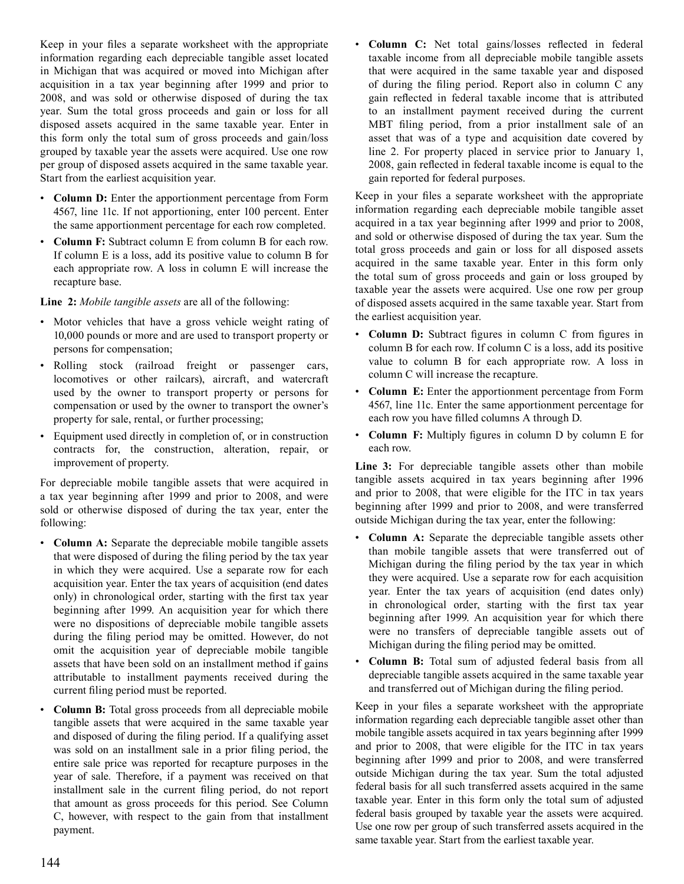Keep in your files a separate worksheet with the appropriate information regarding each depreciable tangible asset located in Michigan that was acquired or moved into Michigan after acquisition in a tax year beginning after 1999 and prior to 2008, and was sold or otherwise disposed of during the tax year. Sum the total gross proceeds and gain or loss for all disposed assets acquired in the same taxable year. Enter in this form only the total sum of gross proceeds and gain/loss grouped by taxable year the assets were acquired. Use one row per group of disposed assets acquired in the same taxable year. Start from the earliest acquisition year.

- **Column D:** Enter the apportionment percentage from Form 4567, line 11c. If not apportioning, enter 100 percent. Enter the same apportionment percentage for each row completed.
- **Column F:** Subtract column E from column B for each row. If column E is a loss, add its positive value to column B for each appropriate row. A loss in column E will increase the recapture base.

**Line 2:** *Mobile tangible assets* are all of the following:

- Motor vehicles that have a gross vehicle weight rating of 10,000 pounds or more and are used to transport property or persons for compensation;
- Rolling stock (railroad freight or passenger cars, locomotives or other railcars), aircraft, and watercraft used by the owner to transport property or persons for compensation or used by the owner to transport the owner's property for sale, rental, or further processing;
- Equipment used directly in completion of, or in construction contracts for, the construction, alteration, repair, or improvement of property.

For depreciable mobile tangible assets that were acquired in a tax year beginning after 1999 and prior to 2008, and were sold or otherwise disposed of during the tax year, enter the following:

- **Column A:** Separate the depreciable mobile tangible assets that were disposed of during the filing period by the tax year in which they were acquired. Use a separate row for each acquisition year. Enter the tax years of acquisition (end dates only) in chronological order, starting with the first tax year beginning after 1999. An acquisition year for which there were no dispositions of depreciable mobile tangible assets during the filing period may be omitted. However, do not omit the acquisition year of depreciable mobile tangible assets that have been sold on an installment method if gains attributable to installment payments received during the current filing period must be reported.
- **Column B:** Total gross proceeds from all depreciable mobile tangible assets that were acquired in the same taxable year and disposed of during the filing period. If a qualifying asset was sold on an installment sale in a prior filing period, the entire sale price was reported for recapture purposes in the year of sale. Therefore, if a payment was received on that installment sale in the current filing period, do not report that amount as gross proceeds for this period. See Column C, however, with respect to the gain from that installment payment.
- **Column C:** Net total gains/losses reflected in federal taxable income from all depreciable mobile tangible assets that were acquired in the same taxable year and disposed of during the filing period. Report also in column C any gain reflected in federal taxable income that is attributed to an installment payment received during the current MBT filing period, from a prior installment sale of an asset that was of a type and acquisition date covered by line 2. For property placed in service prior to January 1, 2008, gain reflected in federal taxable income is equal to the gain reported for federal purposes.

Keep in your files a separate worksheet with the appropriate information regarding each depreciable mobile tangible asset acquired in a tax year beginning after 1999 and prior to 2008, and sold or otherwise disposed of during the tax year. Sum the total gross proceeds and gain or loss for all disposed assets acquired in the same taxable year. Enter in this form only the total sum of gross proceeds and gain or loss grouped by taxable year the assets were acquired. Use one row per group of disposed assets acquired in the same taxable year. Start from the earliest acquisition year.

- **Column D:** Subtract figures in column C from figures in column B for each row. If column C is a loss, add its positive value to column B for each appropriate row. A loss in column C will increase the recapture.
- **Column E:** Enter the apportionment percentage from Form 4567, line 11c. Enter the same apportionment percentage for each row you have filled columns A through D.
- **Column F:** Multiply figures in column D by column E for each row.

**Line 3:** For depreciable tangible assets other than mobile tangible assets acquired in tax years beginning after 1996 and prior to 2008, that were eligible for the ITC in tax years beginning after 1999 and prior to 2008, and were transferred outside Michigan during the tax year, enter the following:

- **Column A:** Separate the depreciable tangible assets other than mobile tangible assets that were transferred out of Michigan during the filing period by the tax year in which they were acquired. Use a separate row for each acquisition year. Enter the tax years of acquisition (end dates only) in chronological order, starting with the first tax year beginning after 1999. An acquisition year for which there were no transfers of depreciable tangible assets out of Michigan during the filing period may be omitted.
- **Column B:** Total sum of adjusted federal basis from all depreciable tangible assets acquired in the same taxable year and transferred out of Michigan during the filing period.

Keep in your files a separate worksheet with the appropriate information regarding each depreciable tangible asset other than mobile tangible assets acquired in tax years beginning after 1999 and prior to 2008, that were eligible for the ITC in tax years beginning after 1999 and prior to 2008, and were transferred outside Michigan during the tax year. Sum the total adjusted federal basis for all such transferred assets acquired in the same taxable year. Enter in this form only the total sum of adjusted federal basis grouped by taxable year the assets were acquired. Use one row per group of such transferred assets acquired in the same taxable year. Start from the earliest taxable year.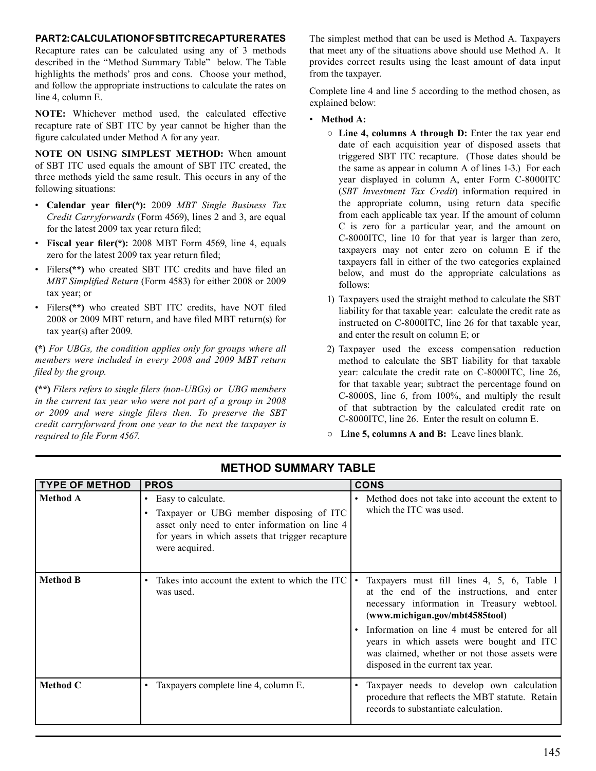## PART 2: CALCULATION OF SBT ITC RECAPTURE RATES

Recapture rates can be calculated using any of 3 methods described in the "Method Summary Table" below. The Table highlights the methods' pros and cons. Choose your method, and follow the appropriate instructions to calculate the rates on line 4, column E.

**NOTE:** Whichever method used, the calculated effective recapture rate of SBT ITC by year cannot be higher than the figure calculated under Method A for any year.

**NOTE ON USING SIMPLEST METHOD:** When amount of SBT ITC used equals the amount of SBT ITC created, the three methods yield the same result. This occurs in any of the following situations:

- **Calendar year filer(\*):** 2009 *MBT Single Business Tax Credit Carryforwards* (Form 4569), lines 2 and 3, are equal for the latest 2009 tax year return filed;
- **Fiscal year filer(\*):** 2008 MBT Form 4569, line 4, equals zero for the latest 2009 tax year return filed;
- Filers**(\*\*)** who created SBT ITC credits and have filed an *MBT Simplified Return* (Form 4583) for either 2008 or 2009 tax year; or
- Filers**(\*\*)** who created SBT ITC credits, have NOT filed 2008 or 2009 MBT return, and have filed MBT return(s) for tax year(s) after 2009.

**(\*)** *For UBGs, the condition applies only for groups where all members were included in every 2008 and 2009 MBT return filed by the group.*

**(\*\*)** *Filers refers to single filers (non-UBGs) or UBG members in the current tax year who were not part of a group in 2008 or 2009 and were single filers then. To preserve the SBT credit carryforward from one year to the next the taxpayer is required to file Form 4567.*

The simplest method that can be used is Method A. Taxpayers that meet any of the situations above should use Method A. It provides correct results using the least amount of data input from the taxpayer.

Complete line 4 and line 5 according to the method chosen, as explained below:

- **Method A:**
  - **Line 4, columns A through D:** Enter the tax year end date of each acquisition year of disposed assets that triggered SBT ITC recapture. (Those dates should be the same as appear in column A of lines 1-3.) For each year displayed in column A, enter Form C-8000ITC (*SBT Investment Tax Credit*) information required in the appropriate column, using return data specific from each applicable tax year. If the amount of column C is zero for a particular year, and the amount on C-8000ITC, line 10 for that year is larger than zero, taxpayers may not enter zero on column E if the taxpayers fall in either of the two categories explained below, and must do the appropriate calculations as follows:
    1) Taxpayers used the straight method to calculate the SBT liability for that taxable year: calculate the credit rate as instructed on C-8000ITC, line 26 for that taxable year, and enter the result on column E; or
    2) Taxpayer used the excess compensation reduction method to calculate the SBT liability for that taxable year: calculate the credit rate on C-8000ITC, line 26, for that taxable year; subtract the percentage found on C-8000S, line 6, from 100%, and multiply the result of that subtraction by the calculated credit rate on C-8000ITC, line 26. Enter the result on column E.
  - **Line 5, columns A and B:** Leave lines blank.

## METHOD SUMMARY TABLE

| TYPE OF METHOD | PROS | CONS |
|---|---|---|
| **Method A** | • Easy to calculate.<br>• Taxpayer or UBG member disposing of ITC asset only need to enter information on line 4 for years in which assets that trigger recapture were acquired. | • Method does not take into account the extent to which the ITC was used. |
| **Method B** | • Takes into account the extent to which the ITC was used. | • Taxpayers must fill lines 4, 5, 6, Table I at the end of the instructions, and enter necessary information in Treasury webtool. (**www.michigan.gov/mbt4585tool**)<br>• Information on line 4 must be entered for all years in which assets were bought and ITC was claimed, whether or not those assets were disposed in the current tax year. |
| **Method C** | • Taxpayers complete line 4, column E. | • Taxpayer needs to develop own calculation procedure that reflects the MBT statute. Retain records to substantiate calculation. |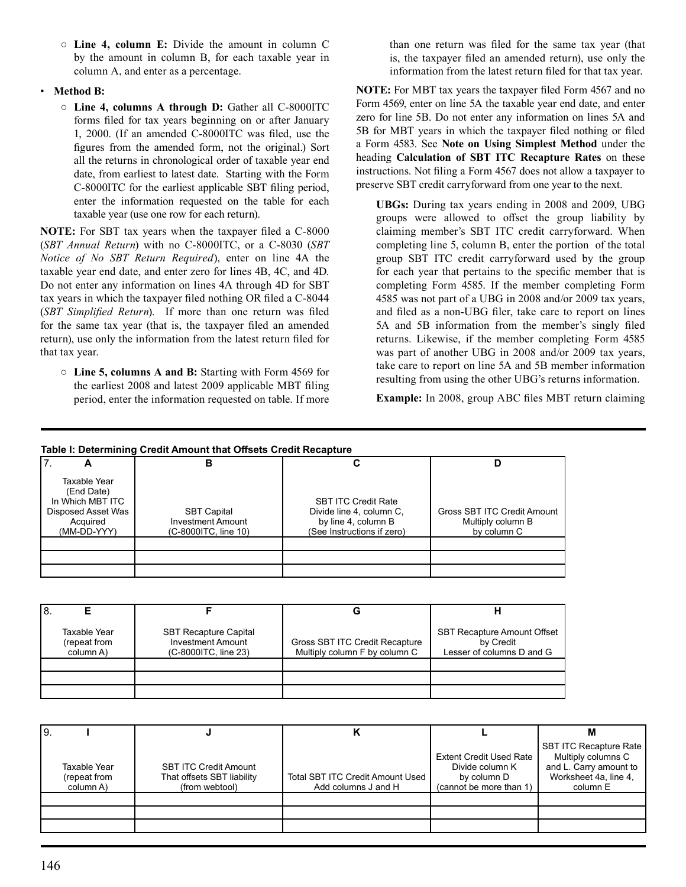- **Line 4, column E:** Divide the amount in column C by the amount in column B, for each taxable year in column A, and enter as a percentage.

- **Method B:**
  - **Line 4, columns A through D:** Gather all C-8000ITC forms filed for tax years beginning on or after January 1, 2000. (If an amended C-8000ITC was filed, use the figures from the amended form, not the original.) Sort all the returns in chronological order of taxable year end date, from earliest to latest date. Starting with the Form C-8000ITC for the earliest applicable SBT filing period, enter the information requested on the table for each taxable year (use one row for each return).

**NOTE:** For SBT tax years when the taxpayer filed a C-8000 (*SBT Annual Return*) with no C-8000ITC, or a C-8030 (*SBT Notice of No SBT Return Required*), enter on line 4A the taxable year end date, and enter zero for lines 4B, 4C, and 4D. Do not enter any information on lines 4A through 4D for SBT tax years in which the taxpayer filed nothing OR filed a C-8044 (*SBT Simplified Return*). If more than one return was filed for the same tax year (that is, the taxpayer filed an amended return), use only the information from the latest return filed for that tax year.

- **Line 5, columns A and B:** Starting with Form 4569 for the earliest 2008 and latest 2009 applicable MBT filing period, enter the information requested on table. If more than one return was filed for the same tax year (that is, the taxpayer filed an amended return), use only the information from the latest return filed for that tax year.

**NOTE:** For MBT tax years the taxpayer filed Form 4567 and no Form 4569, enter on line 5A the taxable year end date, and enter zero for line 5B. Do not enter any information on lines 5A and 5B for MBT years in which the taxpayer filed nothing or filed a Form 4583. See **Note on Using Simplest Method** under the heading **Calculation of SBT ITC Recapture Rates** on these instructions. Not filing a Form 4567 does not allow a taxpayer to preserve SBT credit carryforward from one year to the next.

**UBGs:** During tax years ending in 2008 and 2009, UBG groups were allowed to offset the group liability by claiming member's SBT ITC credit carryforward. When completing line 5, column B, enter the portion of the total group SBT ITC credit carryforward used by the group for each year that pertains to the specific member that is completing Form 4585. If the member completing Form 4585 was not part of a UBG in 2008 and/or 2009 tax years, and filed as a non-UBG filer, take care to report on lines 5A and 5B information from the member's singly filed returns. Likewise, if the member completing Form 4585 was part of another UBG in 2008 and/or 2009 tax years, take care to report on line 5A and 5B member information resulting from using the other UBG's returns information.

**Example:** In 2008, group ABC files MBT return claiming

**Table I: Determining Credit Amount that Offsets Credit Recapture**

| 7. A | B | C | D |
|---|---|---|---|
| Taxable Year (End Date) In Which MBT ITC Disposed Asset Was Acquired (MM-DD-YYY) | SBT Capital Investment Amount (C-8000ITC, line 10) | SBT ITC Credit Rate Divide line 4, column C, by line 4, column B (See Instructions if zero) | Gross SBT ITC Credit Amount Multiply column B by column C |
| | | | |
| | | | |
| | | | |

| 8. E | F | G | H |
|---|---|---|---|
| Taxable Year (repeat from column A) | SBT Recapture Capital Investment Amount (C-8000ITC, line 23) | Gross SBT ITC Credit Recapture Multiply column F by column C | SBT Recapture Amount Offset by Credit Lesser of columns D and G |
| | | | |
| | | | |
| | | | |

| 9. I | J | K | L | M |
|---|---|---|---|---|
| Taxable Year (repeat from column A) | SBT ITC Credit Amount That offsets SBT liability (from webtool) | Total SBT ITC Credit Amount Used Add columns J and H | Extent Credit Used Rate Divide column K by column D (cannot be more than 1) | SBT ITC Recapture Rate Multiply columns C and L. Carry amount to Worksheet 4a, line 4, column E |
| | | | | |
| | | | | |
| | | | | |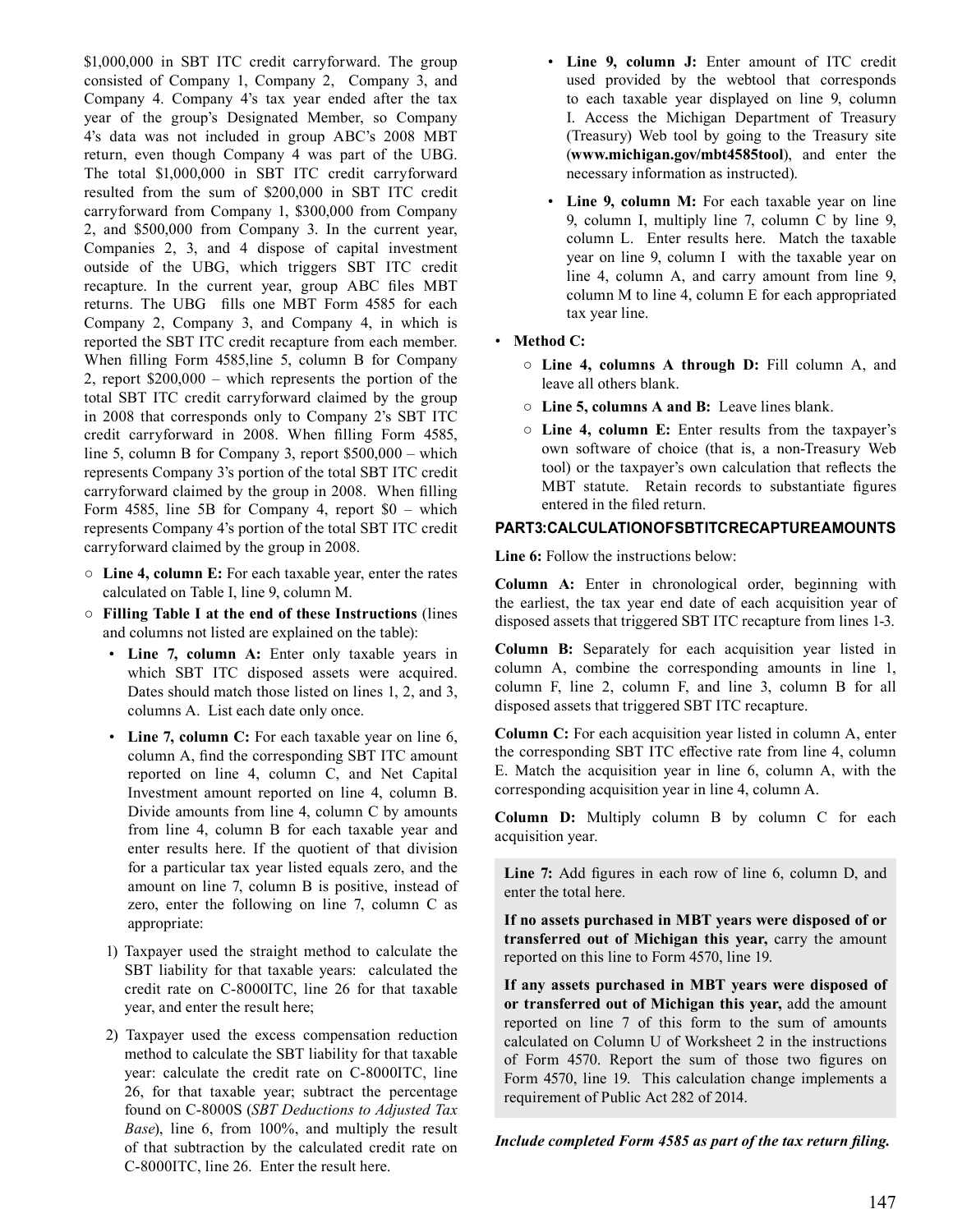$1,000,000 in SBT ITC credit carryforward. The group consisted of Company 1, Company 2, Company 3, and Company 4. Company 4's tax year ended after the tax year of the group's Designated Member, so Company 4's data was not included in group ABC's 2008 MBT return, even though Company 4 was part of the UBG. The total $1,000,000 in SBT ITC credit carryforward resulted from the sum of $200,000 in SBT ITC credit carryforward from Company 1, $300,000 from Company 2, and $500,000 from Company 3. In the current year, Companies 2, 3, and 4 dispose of capital investment outside of the UBG, which triggers SBT ITC credit recapture. In the current year, group ABC files MBT returns. The UBG fills one MBT Form 4585 for each Company 2, Company 3, and Company 4, in which is reported the SBT ITC credit recapture from each member. When filling Form 4585,line 5, column B for Company 2, report $200,000 – which represents the portion of the total SBT ITC credit carryforward claimed by the group in 2008 that corresponds only to Company 2's SBT ITC credit carryforward in 2008. When filling Form 4585, line 5, column B for Company 3, report $500,000 – which represents Company 3's portion of the total SBT ITC credit carryforward claimed by the group in 2008. When filling Form 4585, line 5B for Company 4, report $0 – which represents Company 4's portion of the total SBT ITC credit carryforward claimed by the group in 2008.

- **Line 4, column E:** For each taxable year, enter the rates calculated on Table I, line 9, column M.
- **Filling Table I at the end of these Instructions** (lines and columns not listed are explained on the table):
  - **Line 7, column A:** Enter only taxable years in which SBT ITC disposed assets were acquired. Dates should match those listed on lines 1, 2, and 3, columns A. List each date only once.
  - **Line 7, column C:** For each taxable year on line 6, column A, find the corresponding SBT ITC amount reported on line 4, column C, and Net Capital Investment amount reported on line 4, column B. Divide amounts from line 4, column C by amounts from line 4, column B for each taxable year and enter results here. If the quotient of that division for a particular tax year listed equals zero, and the amount on line 7, column B is positive, instead of zero, enter the following on line 7, column C as appropriate:

    1) Taxpayer used the straight method to calculate the SBT liability for that taxable years: calculated the credit rate on C-8000ITC, line 26 for that taxable year, and enter the result here;

    2) Taxpayer used the excess compensation reduction method to calculate the SBT liability for that taxable year: calculate the credit rate on C-8000ITC, line 26, for that taxable year; subtract the percentage found on C-8000S (*SBT Deductions to Adjusted Tax Base*), line 6, from 100%, and multiply the result of that subtraction by the calculated credit rate on C-8000ITC, line 26. Enter the result here.

  - **Line 9, column J:** Enter amount of ITC credit used provided by the webtool that corresponds to each taxable year displayed on line 9, column I. Access the Michigan Department of Treasury (Treasury) Web tool by going to the Treasury site (**www.michigan.gov/mbt4585tool**), and enter the necessary information as instructed).
  - **Line 9, column M:** For each taxable year on line 9, column I, multiply line 7, column C by line 9, column L. Enter results here. Match the taxable year on line 9, column I with the taxable year on line 4, column A, and carry amount from line 9, column M to line 4, column E for each appropriated tax year line.

- **Method C:**
  - **Line 4, columns A through D:** Fill column A, and leave all others blank.
  - **Line 5, columns A and B:** Leave lines blank.
  - **Line 4, column E:** Enter results from the taxpayer's own software of choice (that is, a non-Treasury Web tool) or the taxpayer's own calculation that reflects the MBT statute. Retain records to substantiate figures entered in the filed return.

## PART 3: CALCULATION OF SBT ITC RECAPTURE AMOUNTS

**Line 6:** Follow the instructions below:

**Column A:** Enter in chronological order, beginning with the earliest, the tax year end date of each acquisition year of disposed assets that triggered SBT ITC recapture from lines 1-3.

**Column B:** Separately for each acquisition year listed in column A, combine the corresponding amounts in line 1, column F, line 2, column F, and line 3, column B for all disposed assets that triggered SBT ITC recapture.

**Column C:** For each acquisition year listed in column A, enter the corresponding SBT ITC effective rate from line 4, column E. Match the acquisition year in line 6, column A, with the corresponding acquisition year in line 4, column A.

**Column D:** Multiply column B by column C for each acquisition year.

**Line 7:** Add figures in each row of line 6, column D, and enter the total here.

**If no assets purchased in MBT years were disposed of or transferred out of Michigan this year,** carry the amount reported on this line to Form 4570, line 19.

**If any assets purchased in MBT years were disposed of or transferred out of Michigan this year,** add the amount reported on line 7 of this form to the sum of amounts calculated on Column U of Worksheet 2 in the instructions of Form 4570. Report the sum of those two figures on Form 4570, line 19. This calculation change implements a requirement of Public Act 282 of 2014.

***Include completed Form 4585 as part of the tax return filing.***